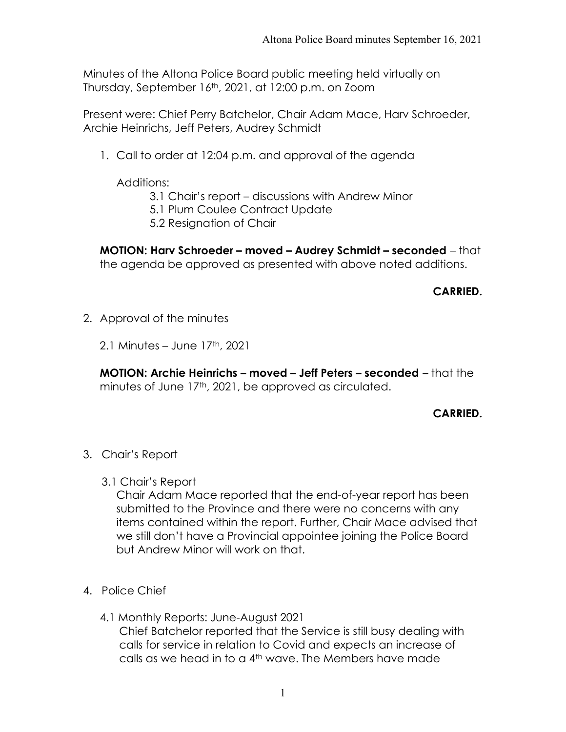Minutes of the Altona Police Board public meeting held virtually on Thursday, September 16th, 2021, at 12:00 p.m. on Zoom

Present were: Chief Perry Batchelor, Chair Adam Mace, Harv Schroeder, Archie Heinrichs, Jeff Peters, Audrey Schmidt

1. Call to order at 12:04 p.m. and approval of the agenda

   Additions:

   3.1 Chair's report – discussions with Andrew Minor
   5.1 Plum Coulee Contract Update
   5.2 Resignation of Chair

   **MOTION: Harv Schroeder – moved – Audrey Schmidt – seconded** – that the agenda be approved as presented with above noted additions.

   **CARRIED.**

2. Approval of the minutes

   2.1 Minutes – June 17th, 2021

   **MOTION: Archie Heinrichs – moved – Jeff Peters – seconded** – that the minutes of June 17th, 2021, be approved as circulated.

   **CARRIED.**

3. Chair's Report

   3.1 Chair's Report
   Chair Adam Mace reported that the end-of-year report has been submitted to the Province and there were no concerns with any items contained within the report. Further, Chair Mace advised that we still don't have a Provincial appointee joining the Police Board but Andrew Minor will work on that.

4. Police Chief

   4.1 Monthly Reports: June-August 2021
   Chief Batchelor reported that the Service is still busy dealing with calls for service in relation to Covid and expects an increase of calls as we head in to a 4th wave. The Members have made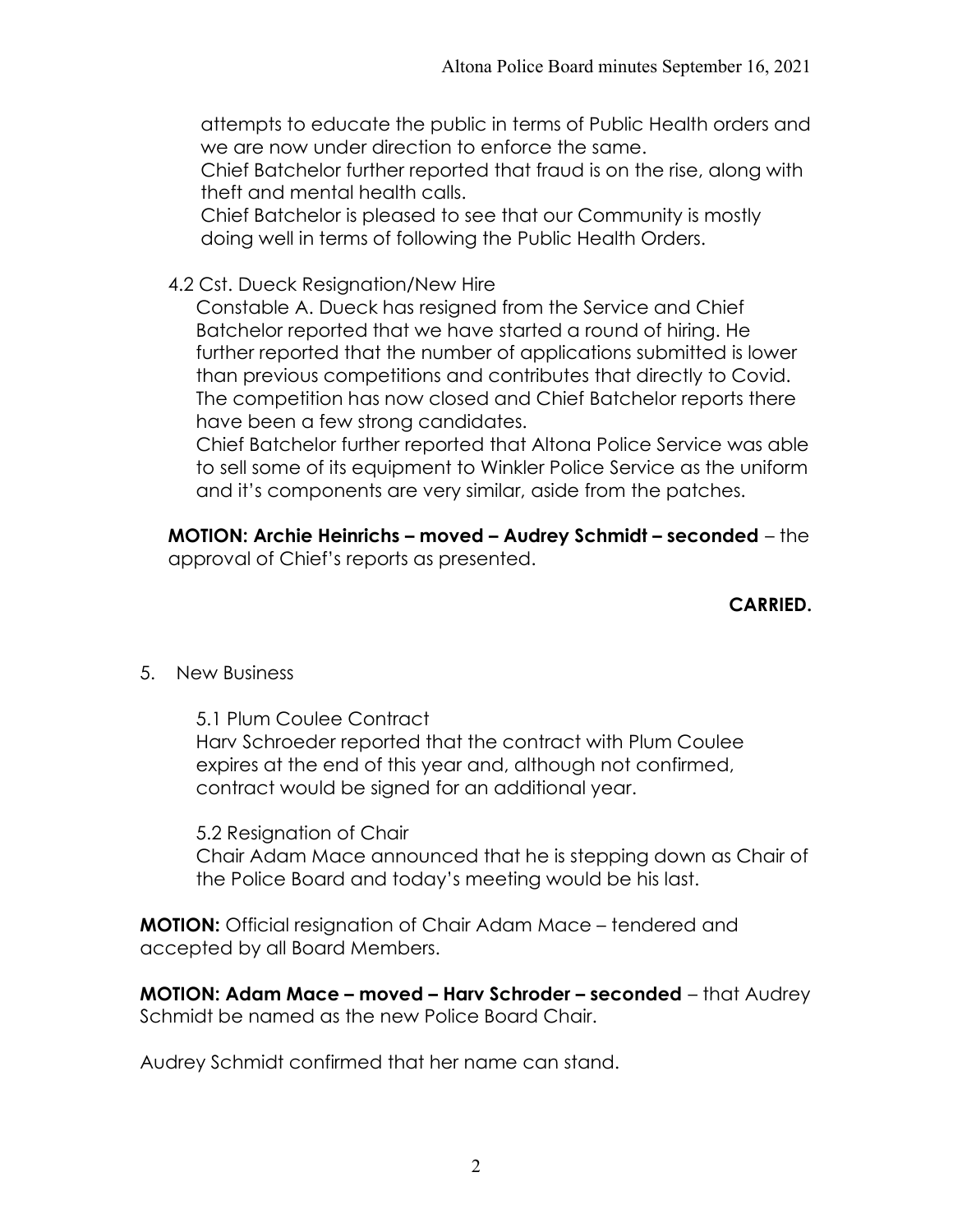attempts to educate the public in terms of Public Health orders and we are now under direction to enforce the same.

Chief Batchelor further reported that fraud is on the rise, along with theft and mental health calls.

Chief Batchelor is pleased to see that our Community is mostly doing well in terms of following the Public Health Orders.

4.2 Cst. Dueck Resignation/New Hire

Constable A. Dueck has resigned from the Service and Chief Batchelor reported that we have started a round of hiring. He further reported that the number of applications submitted is lower than previous competitions and contributes that directly to Covid. The competition has now closed and Chief Batchelor reports there have been a few strong candidates.

Chief Batchelor further reported that Altona Police Service was able to sell some of its equipment to Winkler Police Service as the uniform and it's components are very similar, aside from the patches.

**MOTION: Archie Heinrichs – moved – Audrey Schmidt – seconded** – the approval of Chief's reports as presented.

**CARRIED.**

5. New Business

5.1 Plum Coulee Contract

Harv Schroeder reported that the contract with Plum Coulee expires at the end of this year and, although not confirmed, contract would be signed for an additional year.

5.2 Resignation of Chair

Chair Adam Mace announced that he is stepping down as Chair of the Police Board and today's meeting would be his last.

**MOTION:** Official resignation of Chair Adam Mace – tendered and accepted by all Board Members.

**MOTION: Adam Mace – moved – Harv Schroder – seconded** – that Audrey Schmidt be named as the new Police Board Chair.

Audrey Schmidt confirmed that her name can stand.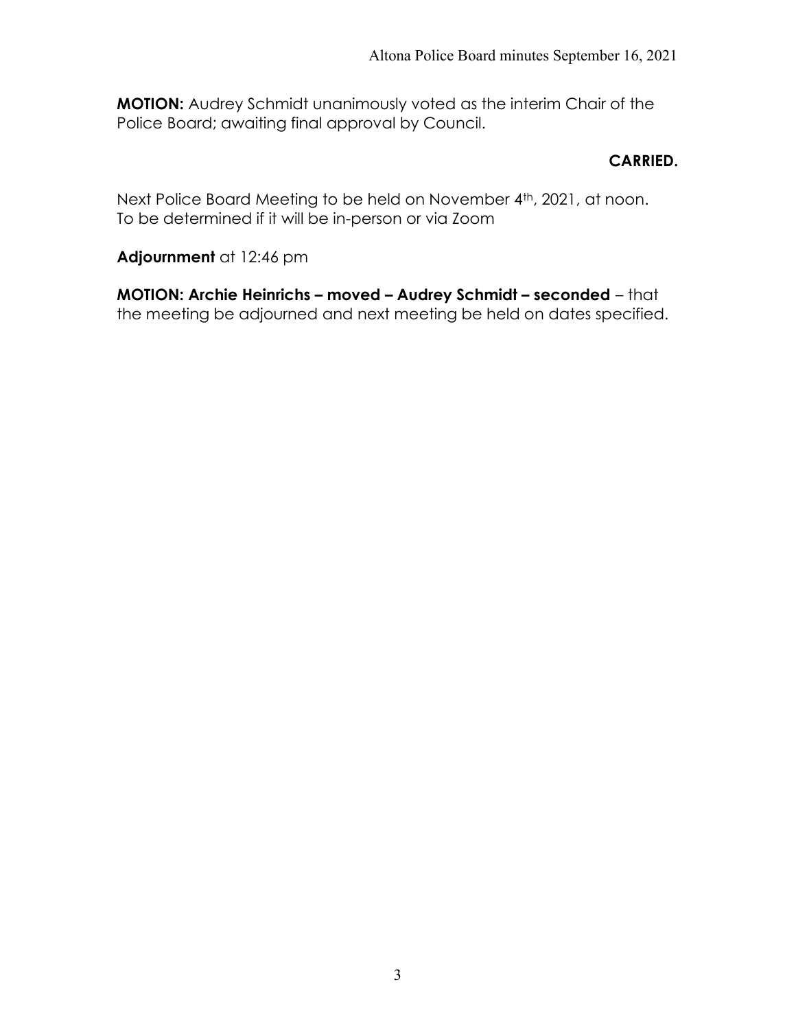**MOTION:** Audrey Schmidt unanimously voted as the interim Chair of the Police Board; awaiting final approval by Council.

**CARRIED.**

Next Police Board Meeting to be held on November 4th, 2021, at noon. To be determined if it will be in-person or via Zoom

**Adjournment** at 12:46 pm

**MOTION: Archie Heinrichs – moved – Audrey Schmidt – seconded** – that the meeting be adjourned and next meeting be held on dates specified.